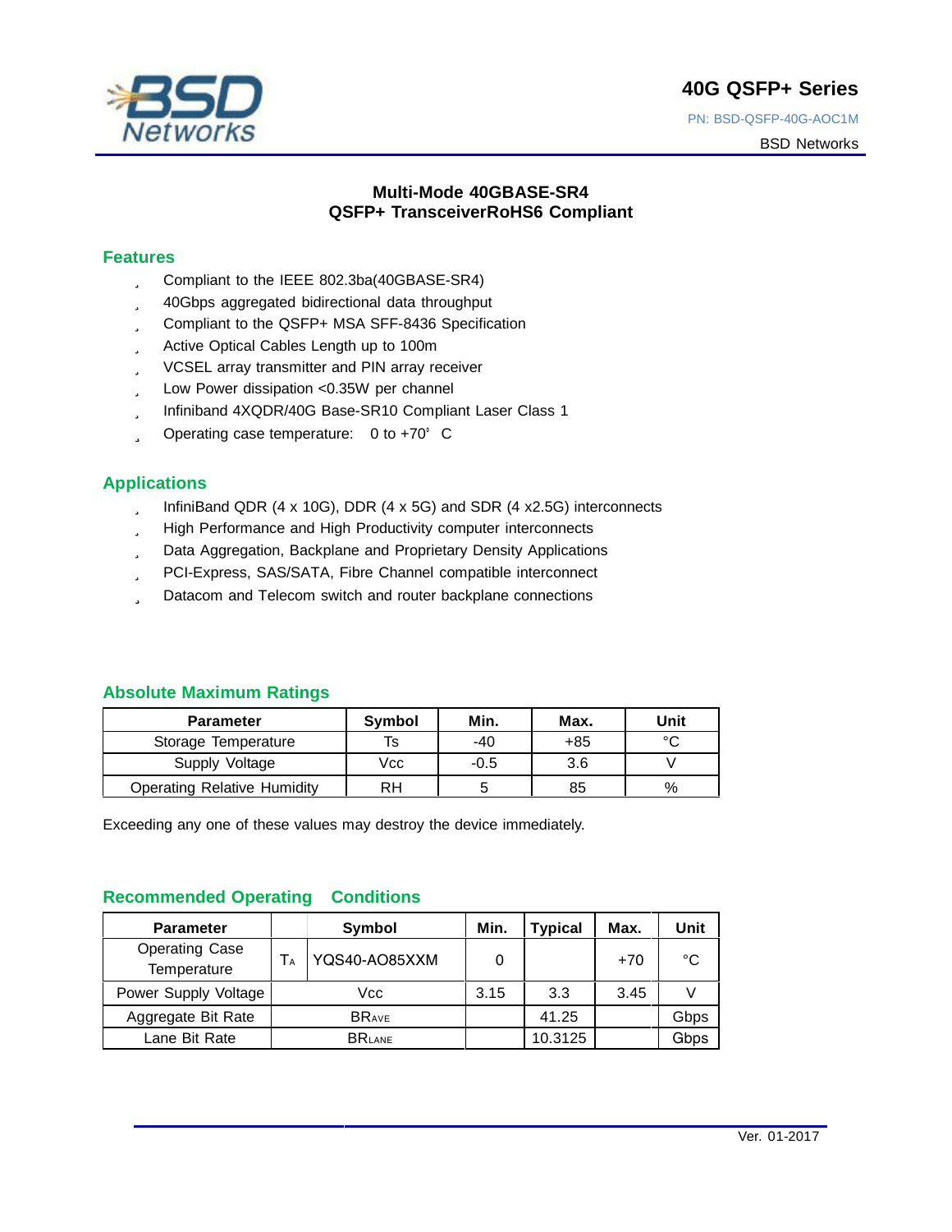**40G QSFP+ Series**

PN: BSD-QSFP-40G-AOC1M

BSD Networks

## Multi-Mode 40GBASE-SR4
## QSFP+ TransceiverRoHS6 Compliant

### Features

- Compliant to the IEEE 802.3ba(40GBASE-SR4)
- 40Gbps aggregated bidirectional data throughput
- Compliant to the QSFP+ MSA SFF-8436 Specification
- Active Optical Cables Length up to 100m
- VCSEL array transmitter and PIN array receiver
- Low Power dissipation <0.35W per channel
- Infiniband 4XQDR/40G Base-SR10 Compliant Laser Class 1
- Operating case temperature: 0 to +70° C

### Applications

- InfiniBand QDR (4 x 10G), DDR (4 x 5G) and SDR (4 x2.5G) interconnects
- High Performance and High Productivity computer interconnects
- Data Aggregation, Backplane and Proprietary Density Applications
- PCI-Express, SAS/SATA, Fibre Channel compatible interconnect
- Datacom and Telecom switch and router backplane connections

### Absolute Maximum Ratings

| Parameter | Symbol | Min. | Max. | Unit |
|---|---|---|---|---|
| Storage Temperature | Ts | -40 | +85 | °C |
| Supply Voltage | Vcc | -0.5 | 3.6 | V |
| Operating Relative Humidity | RH | 5 | 85 | % |

Exceeding any one of these values may destroy the device immediately.

### Recommended Operating Conditions

| Parameter | Symbol | | Min. | Typical | Max. | Unit |
|---|---|---|---|---|---|---|
| Operating Case Temperature | $T_A$ | YQS40-AO85XXM | 0 | | +70 | °C |
| Power Supply Voltage | Vcc | | 3.15 | 3.3 | 3.45 | V |
| Aggregate Bit Rate | $BR_{AVE}$ | | | 41.25 | | Gbps |
| Lane Bit Rate | $BR_{LANE}$ | | | 10.3125 | | Gbps |

Ver. 01-2017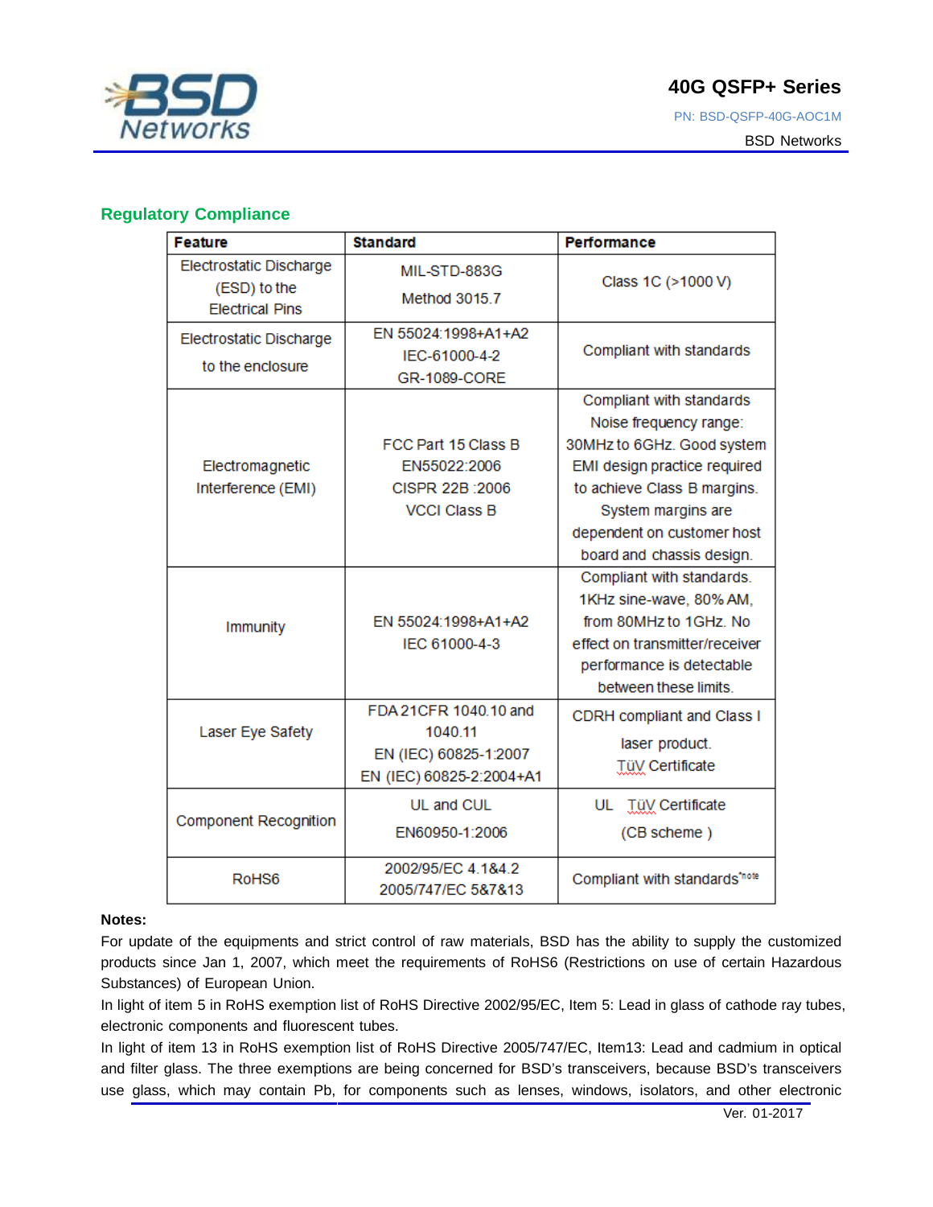## Regulatory Compliance

| Feature | Standard | Performance |
|---|---|---|
| Electrostatic Discharge (ESD) to the Electrical Pins | MIL-STD-883G Method 3015.7 | Class 1C (>1000 V) |
| Electrostatic Discharge to the enclosure | EN 55024:1998+A1+A2 IEC-61000-4-2 GR-1089-CORE | Compliant with standards |
| Electromagnetic Interference (EMI) | FCC Part 15 Class B EN55022:2006 CISPR 22B :2006 VCCI Class B | Compliant with standards Noise frequency range: 30MHz to 6GHz. Good system EMI design practice required to achieve Class B margins. System margins are dependent on customer host board and chassis design. |
| Immunity | EN 55024:1998+A1+A2 IEC 61000-4-3 | Compliant with standards. 1KHz sine-wave, 80% AM, from 80MHz to 1GHz. No effect on transmitter/receiver performance is detectable between these limits. |
| Laser Eye Safety | FDA 21CFR 1040.10 and 1040.11 EN (IEC) 60825-1:2007 EN (IEC) 60825-2:2004+A1 | CDRH compliant and Class I laser product. TüV Certificate |
| Component Recognition | UL and CUL EN60950-1:2006 | UL TüV Certificate (CB scheme ) |
| RoHS6 | 2002/95/EC 4.1&4.2 2005/747/EC 5&7&13 | Compliant with standards*note |

**Notes:**

For update of the equipments and strict control of raw materials, BSD has the ability to supply the customized products since Jan 1, 2007, which meet the requirements of RoHS6 (Restrictions on use of certain Hazardous Substances) of European Union.

In light of item 5 in RoHS exemption list of RoHS Directive 2002/95/EC, Item 5: Lead in glass of cathode ray tubes, electronic components and fluorescent tubes.

In light of item 13 in RoHS exemption list of RoHS Directive 2005/747/EC, Item13: Lead and cadmium in optical and filter glass. The three exemptions are being concerned for BSD's transceivers, because BSD's transceivers use glass, which may contain Pb, for components such as lenses, windows, isolators, and other electronic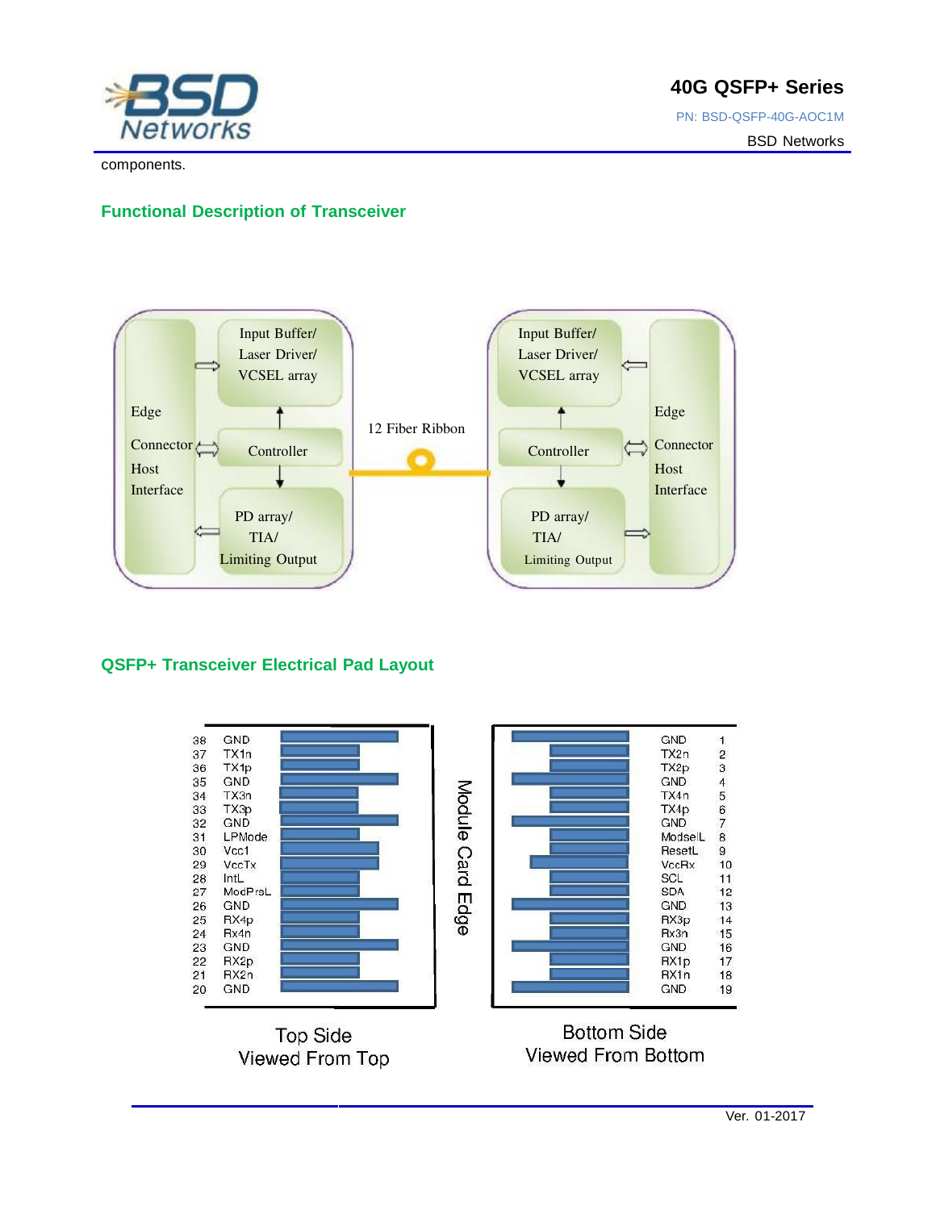components.

## Functional Description of Transceiver

Edge Connector Host Interface | Input Buffer/ Laser Driver/ VCSEL array | Controller | PD array/ TIA/ Limiting Output | 12 Fiber Ribbon | Input Buffer/ Laser Driver/ VCSEL array | Controller | PD array/ TIA/ Limiting Output | Edge Connector Host Interface

## QSFP+ Transceiver Electrical Pad Layout

| Pin | Top Side |
|---|---|
| 38 | GND |
| 37 | TX1n |
| 36 | TX1p |
| 35 | GND |
| 34 | TX3n |
| 33 | TX3p |
| 32 | GND |
| 31 | LPMode |
| 30 | Vcc1 |
| 29 | VccTx |
| 28 | IntL |
| 27 | ModPrsL |
| 26 | GND |
| 25 | RX4p |
| 24 | Rx4n |
| 23 | GND |
| 22 | RX2p |
| 21 | RX2n |
| 20 | GND |

| Bottom Side | Pin |
|---|---|
| GND | 1 |
| TX2n | 2 |
| TX2p | 3 |
| GND | 4 |
| TX4n | 5 |
| TX4p | 6 |
| GND | 7 |
| ModselL | 8 |
| ResetL | 9 |
| VccRx | 10 |
| SCL | 11 |
| SDA | 12 |
| GND | 13 |
| RX3p | 14 |
| Rx3n | 15 |
| GND | 16 |
| RX1p | 17 |
| RX1n | 18 |
| GND | 19 |

Module Card Edge

Top Side Viewed From Top

Bottom Side Viewed From Bottom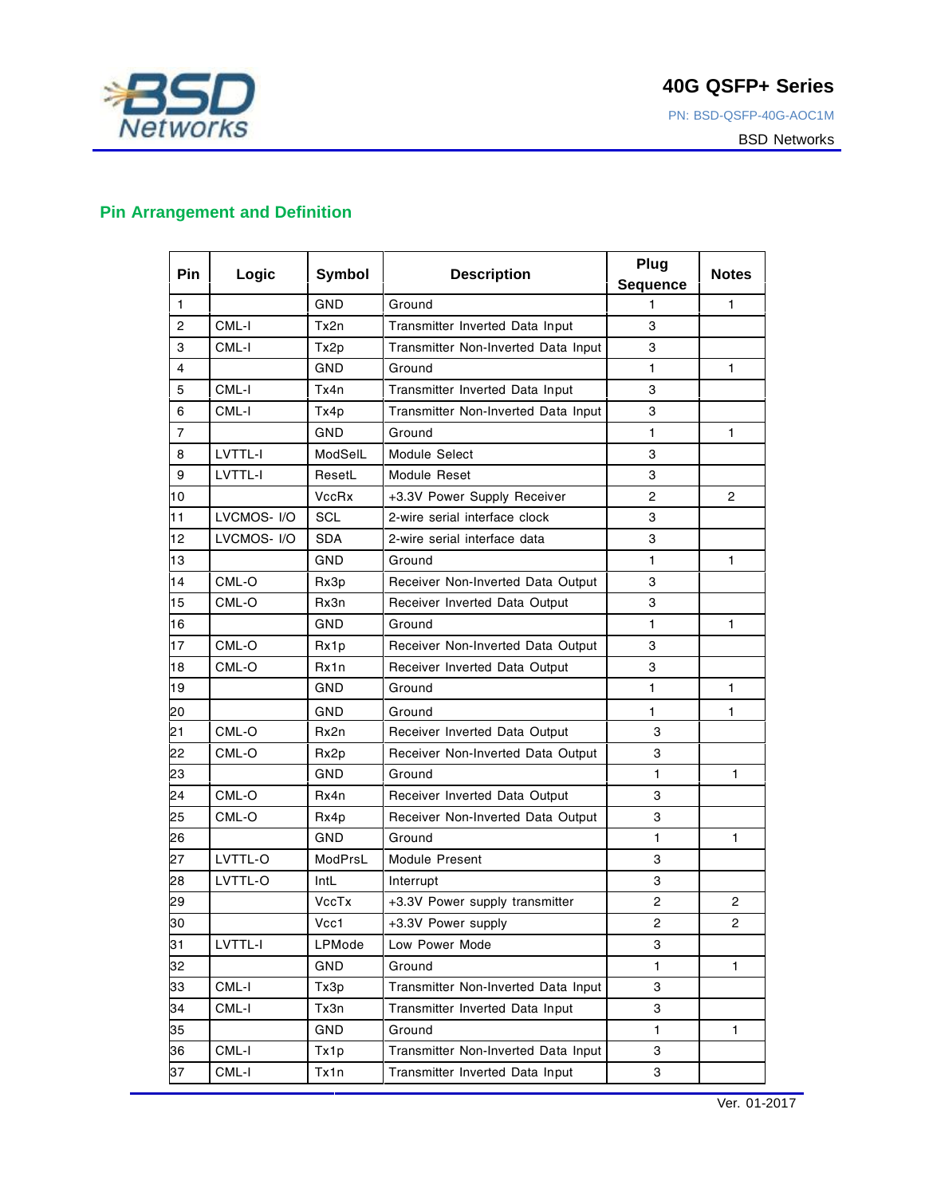## Pin Arrangement and Definition

| Pin | Logic | Symbol | Description | Plug Sequence | Notes |
|---|---|---|---|---|---|
| 1 | | GND | Ground | 1 | 1 |
| 2 | CML-I | Tx2n | Transmitter Inverted Data Input | 3 | |
| 3 | CML-I | Tx2p | Transmitter Non-Inverted Data Input | 3 | |
| 4 | | GND | Ground | 1 | 1 |
| 5 | CML-I | Tx4n | Transmitter Inverted Data Input | 3 | |
| 6 | CML-I | Tx4p | Transmitter Non-Inverted Data Input | 3 | |
| 7 | | GND | Ground | 1 | 1 |
| 8 | LVTTL-I | ModSelL | Module Select | 3 | |
| 9 | LVTTL-I | ResetL | Module Reset | 3 | |
| 10 | | VccRx | +3.3V Power Supply Receiver | 2 | 2 |
| 11 | LVCMOS- I/O | SCL | 2-wire serial interface clock | 3 | |
| 12 | LVCMOS- I/O | SDA | 2-wire serial interface data | 3 | |
| 13 | | GND | Ground | 1 | 1 |
| 14 | CML-O | Rx3p | Receiver Non-Inverted Data Output | 3 | |
| 15 | CML-O | Rx3n | Receiver Inverted Data Output | 3 | |
| 16 | | GND | Ground | 1 | 1 |
| 17 | CML-O | Rx1p | Receiver Non-Inverted Data Output | 3 | |
| 18 | CML-O | Rx1n | Receiver Inverted Data Output | 3 | |
| 19 | | GND | Ground | 1 | 1 |
| 20 | | GND | Ground | 1 | 1 |
| 21 | CML-O | Rx2n | Receiver Inverted Data Output | 3 | |
| 22 | CML-O | Rx2p | Receiver Non-Inverted Data Output | 3 | |
| 23 | | GND | Ground | 1 | 1 |
| 24 | CML-O | Rx4n | Receiver Inverted Data Output | 3 | |
| 25 | CML-O | Rx4p | Receiver Non-Inverted Data Output | 3 | |
| 26 | | GND | Ground | 1 | 1 |
| 27 | LVTTL-O | ModPrsL | Module Present | 3 | |
| 28 | LVTTL-O | IntL | Interrupt | 3 | |
| 29 | | VccTx | +3.3V Power supply transmitter | 2 | 2 |
| 30 | | Vcc1 | +3.3V Power supply | 2 | 2 |
| 31 | LVTTL-I | LPMode | Low Power Mode | 3 | |
| 32 | | GND | Ground | 1 | 1 |
| 33 | CML-I | Tx3p | Transmitter Non-Inverted Data Input | 3 | |
| 34 | CML-I | Tx3n | Transmitter Inverted Data Input | 3 | |
| 35 | | GND | Ground | 1 | 1 |
| 36 | CML-I | Tx1p | Transmitter Non-Inverted Data Input | 3 | |
| 37 | CML-I | Tx1n | Transmitter Inverted Data Input | 3 | |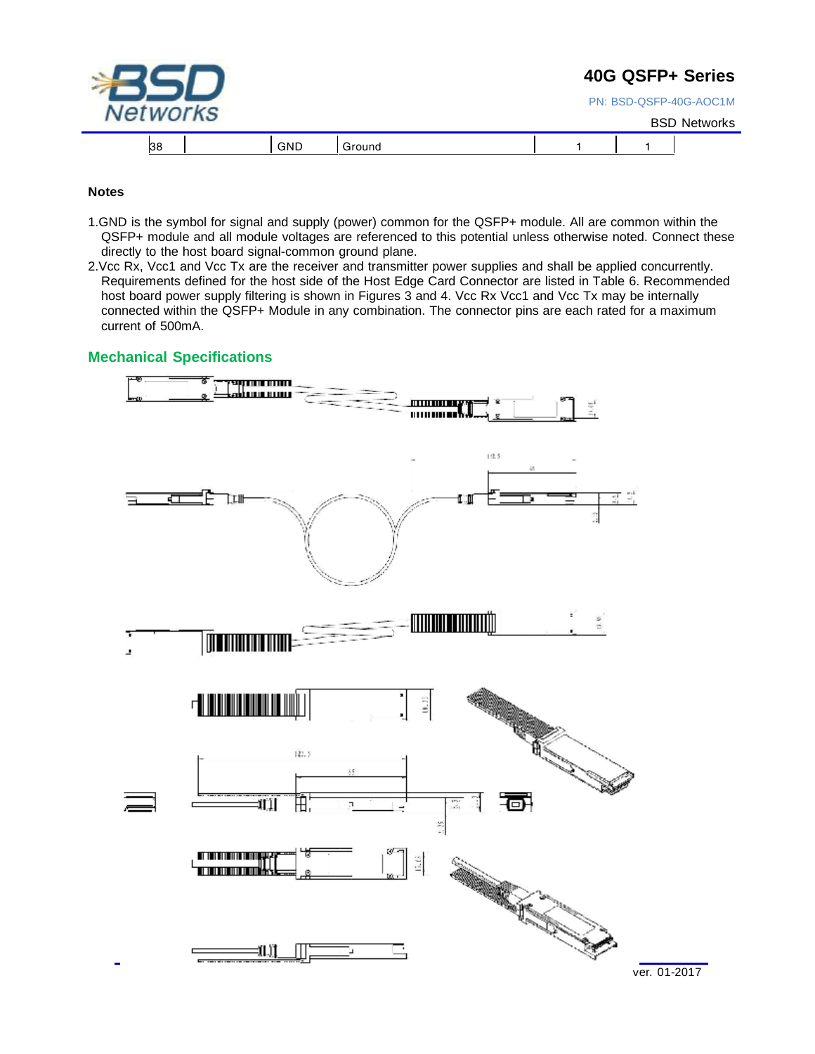| 38 | | GND | Ground | 1 | 1 |
|---|---|---|---|---|---|

**Notes**

1. GND is the symbol for signal and supply (power) common for the QSFP+ module. All are common within the QSFP+ module and all module voltages are referenced to this potential unless otherwise noted. Connect these directly to the host board signal-common ground plane.
2. Vcc Rx, Vcc1 and Vcc Tx are the receiver and transmitter power supplies and shall be applied concurrently. Requirements defined for the host side of the Host Edge Card Connector are listed in Table 6. Recommended host board power supply filtering is shown in Figures 3 and 4. Vcc Rx Vcc1 and Vcc Tx may be internally connected within the QSFP+ Module in any combination. The connector pins are each rated for a maximum current of 500mA.

## Mechanical Specifications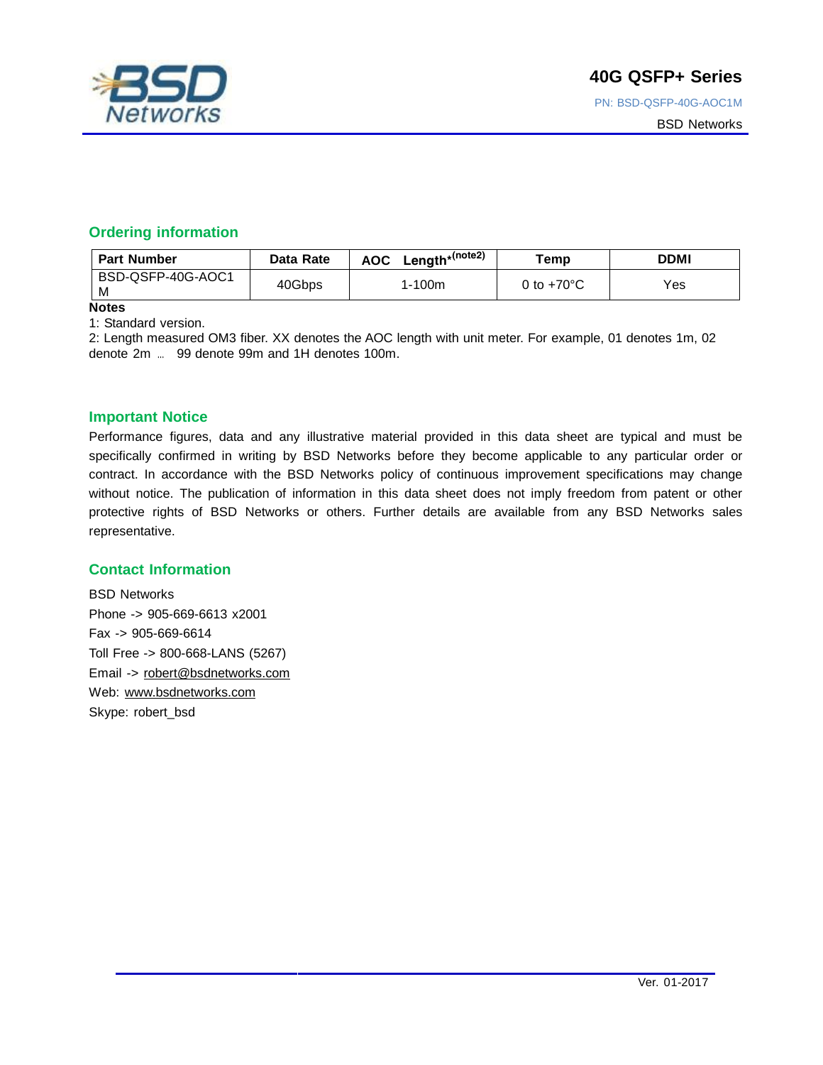## Ordering information

| Part Number | Data Rate | AOC Length*(note2) | Temp | DDMI |
|---|---|---|---|---|
| BSD-QSFP-40G-AOC1M | 40Gbps | 1-100m | 0 to +70°C | Yes |

**Notes**

1: Standard version.

2: Length measured OM3 fiber. XX denotes the AOC length with unit meter. For example, 01 denotes 1m, 02 denote 2m … 99 denote 99m and 1H denotes 100m.

## Important Notice

Performance figures, data and any illustrative material provided in this data sheet are typical and must be specifically confirmed in writing by BSD Networks before they become applicable to any particular order or contract. In accordance with the BSD Networks policy of continuous improvement specifications may change without notice. The publication of information in this data sheet does not imply freedom from patent or other protective rights of BSD Networks or others. Further details are available from any BSD Networks sales representative.

## Contact Information

BSD Networks

Phone -> 905-669-6613 x2001

Fax -> 905-669-6614

Toll Free -> 800-668-LANS (5267)

Email -> robert@bsdnetworks.com

Web: www.bsdnetworks.com

Skype: robert_bsd